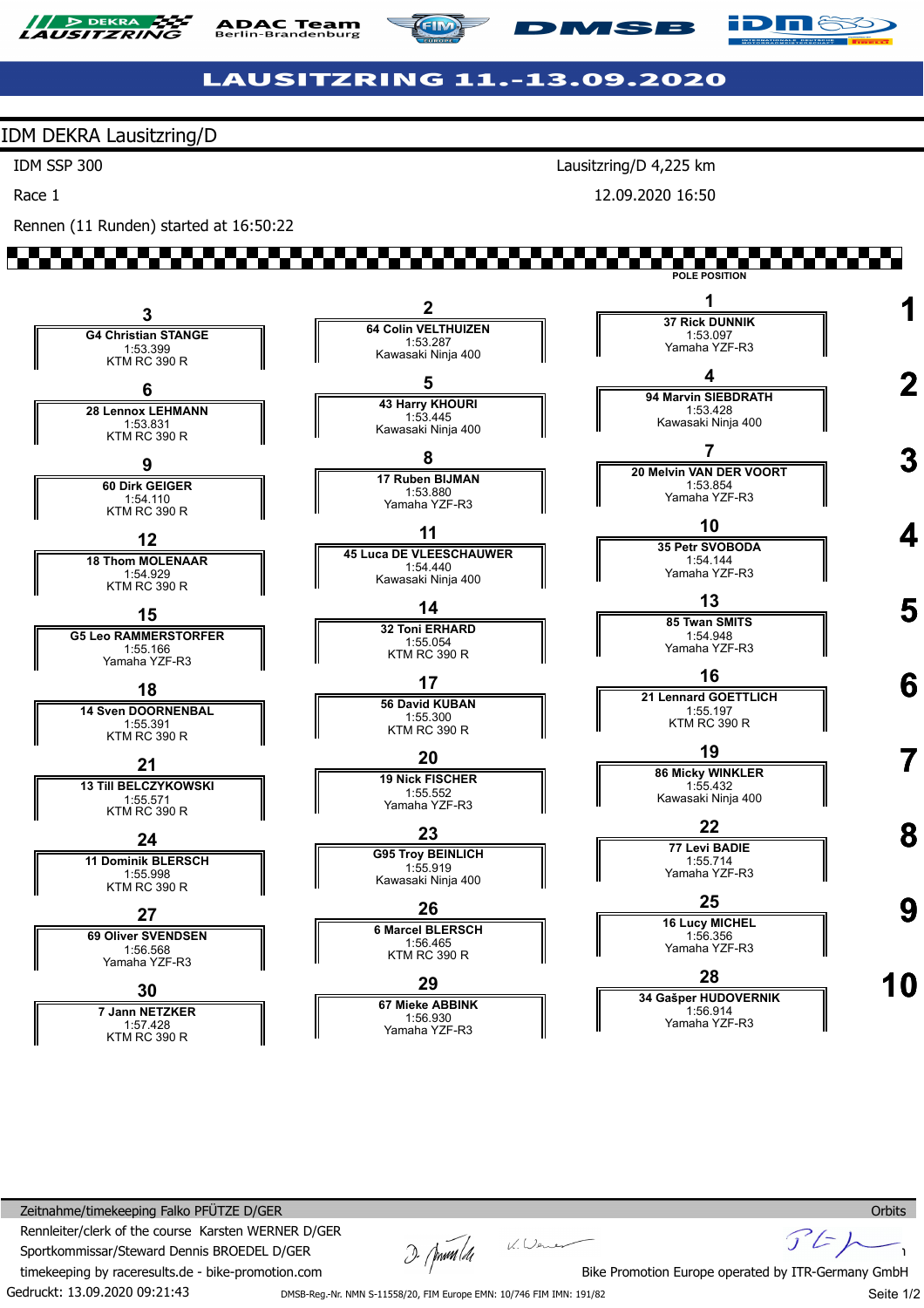LAUSITZRING 11.-13.09.2020

## IDM DEKRA Lausitzring/D

IDM SSP 300 — Lausitzring/D 4,225 km

Race 1 — 12.09.2020 16:50

Rennen (11 Runden) started at 16:50:22

POLE POSITION

| Row | Pos | Rider | Time | Bike |
|---|---|---|---|---|
| 1 | 1 | 37 Rick DUNNIK | 1:53.097 | Yamaha YZF-R3 |
| 1 | 2 | 64 Colin VELTHUIZEN | 1:53.287 | Kawasaki Ninja 400 |
| 1 | 3 | G4 Christian STANGE | 1:53.399 | KTM RC 390 R |
| 2 | 4 | 94 Marvin SIEBDRATH | 1:53.428 | Kawasaki Ninja 400 |
| 2 | 5 | 43 Harry KHOURI | 1:53.445 | Kawasaki Ninja 400 |
| 2 | 6 | 28 Lennox LEHMANN | 1:53.831 | KTM RC 390 R |
| 3 | 7 | 20 Melvin VAN DER VOORT | 1:53.854 | Yamaha YZF-R3 |
| 3 | 8 | 17 Ruben BIJMAN | 1:53.880 | Yamaha YZF-R3 |
| 3 | 9 | 60 Dirk GEIGER | 1:54.110 | KTM RC 390 R |
| 4 | 10 | 35 Petr SVOBODA | 1:54.144 | Yamaha YZF-R3 |
| 4 | 11 | 45 Luca DE VLEESCHAUWER | 1:54.440 | Kawasaki Ninja 400 |
| 4 | 12 | 18 Thom MOLENAAR | 1:54.929 | KTM RC 390 R |
| 5 | 13 | 85 Twan SMITS | 1:54.948 | Yamaha YZF-R3 |
| 5 | 14 | 32 Toni ERHARD | 1:55.054 | KTM RC 390 R |
| 5 | 15 | G5 Leo RAMMERSTORFER | 1:55.166 | Yamaha YZF-R3 |
| 6 | 16 | 21 Lennard GOETTLICH | 1:55.197 | KTM RC 390 R |
| 6 | 17 | 56 David KUBAN | 1:55.300 | KTM RC 390 R |
| 6 | 18 | 14 Sven DOORNENBAL | 1:55.391 | KTM RC 390 R |
| 7 | 19 | 86 Micky WINKLER | 1:55.432 | Kawasaki Ninja 400 |
| 7 | 20 | 19 Nick FISCHER | 1:55.552 | Yamaha YZF-R3 |
| 7 | 21 | 13 Till BELCZYKOWSKI | 1:55.571 | KTM RC 390 R |
| 8 | 22 | 77 Levi BADIE | 1:55.714 | Yamaha YZF-R3 |
| 8 | 23 | G95 Troy BEINLICH | 1:55.919 | Kawasaki Ninja 400 |
| 8 | 24 | 11 Dominik BLERSCH | 1:55.998 | KTM RC 390 R |
| 9 | 25 | 16 Lucy MICHEL | 1:56.356 | Yamaha YZF-R3 |
| 9 | 26 | 6 Marcel BLERSCH | 1:56.465 | KTM RC 390 R |
| 9 | 27 | 69 Oliver SVENDSEN | 1:56.568 | Yamaha YZF-R3 |
| 10 | 28 | 34 Gašper HUDOVERNIK | 1:56.914 | Yamaha YZF-R3 |
| 10 | 29 | 67 Mieke ABBINK | 1:56.930 | Yamaha YZF-R3 |
| 10 | 30 | 7 Jann NETZKER | 1:57.428 | KTM RC 390 R |

Zeitnahme/timekeeping Falko PFÜTZE D/GER — Orbits

Rennleiter/clerk of the course Karsten WERNER D/GER

Sportkommissar/Steward Dennis BROEDEL D/GER

timekeeping by raceresults.de - bike-promotion.com — Bike Promotion Europe operated by ITR-Germany GmbH

Gedruckt: 13.09.2020 09:21:43

DMSB-Reg.-Nr. NMN S-11558/20, FIM Europe EMN: 10/746 FIM IMN: 191/82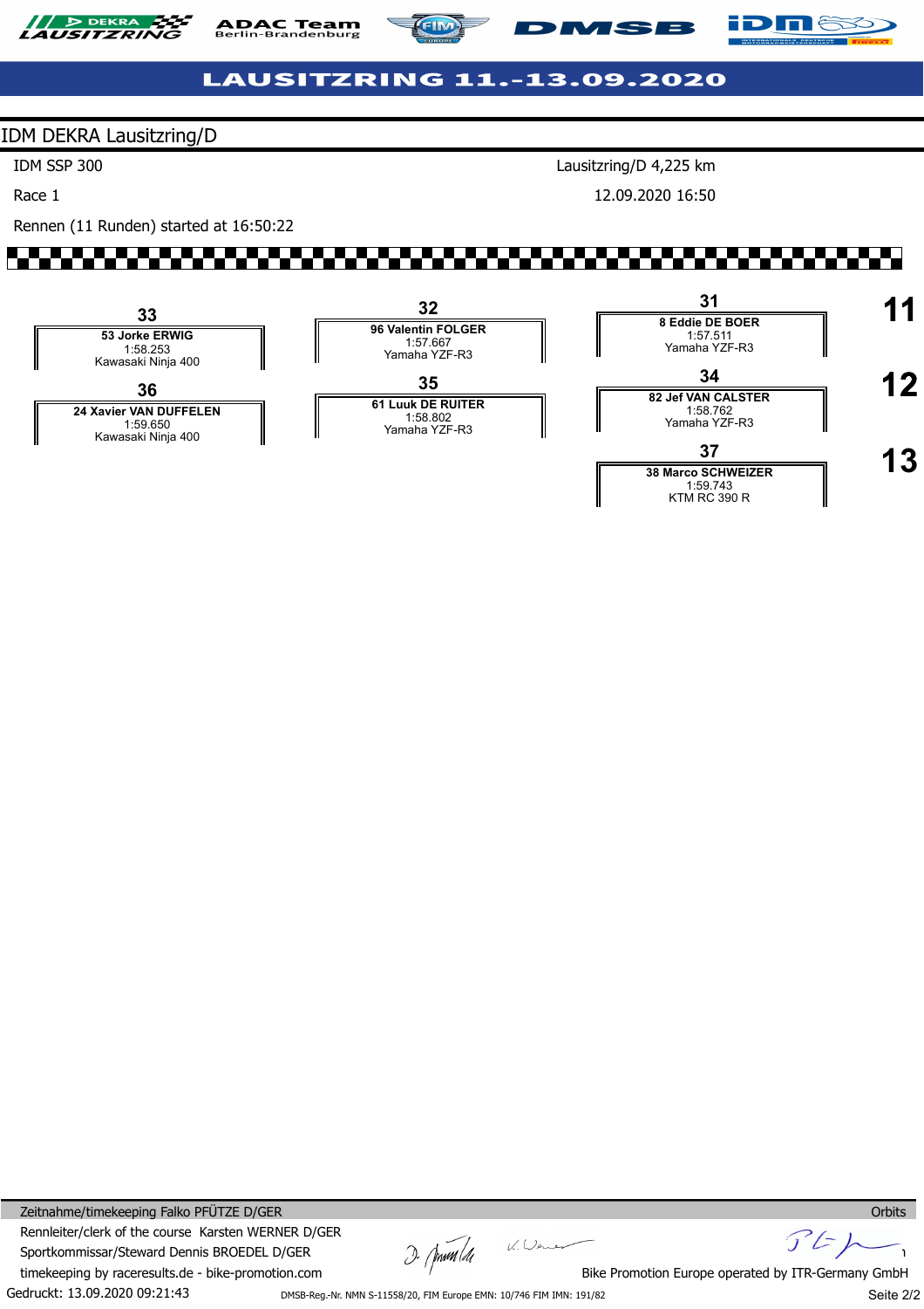## IDM DEKRA Lausitzring/D

IDM SSP 300 — Lausitzring/D 4,225 km

Race 1 — 12.09.2020 16:50

Rennen (11 Runden) started at 16:50:22

| | | | |
|---|---|---|---|
| **33**<br>53 Jorke ERWIG<br>1:58.253<br>Kawasaki Ninja 400 | **32**<br>96 Valentin FOLGER<br>1:57.667<br>Yamaha YZF-R3 | **31**<br>8 Eddie DE BOER<br>1:57.511<br>Yamaha YZF-R3 | **11** |
| **36**<br>24 Xavier VAN DUFFELEN<br>1:59.650<br>Kawasaki Ninja 400 | **35**<br>61 Luuk DE RUITER<br>1:58.802<br>Yamaha YZF-R3 | **34**<br>82 Jef VAN CALSTER<br>1:58.762<br>Yamaha YZF-R3 | **12** |
| | | **37**<br>38 Marco SCHWEIZER<br>1:59.743<br>KTM RC 390 R | **13** |

Zeitnahme/timekeeping Falko PFÜTZE D/GER — Orbits

Rennleiter/clerk of the course Karsten WERNER D/GER

Sportkommissar/Steward Dennis BROEDEL D/GER

timekeeping by raceresults.de - bike-promotion.com — Bike Promotion Europe operated by ITR-Germany GmbH

Gedruckt: 13.09.2020 09:21:43

DMSB-Reg.-Nr. NMN S-11558/20, FIM Europe EMN: 10/746 FIM IMN: 191/82